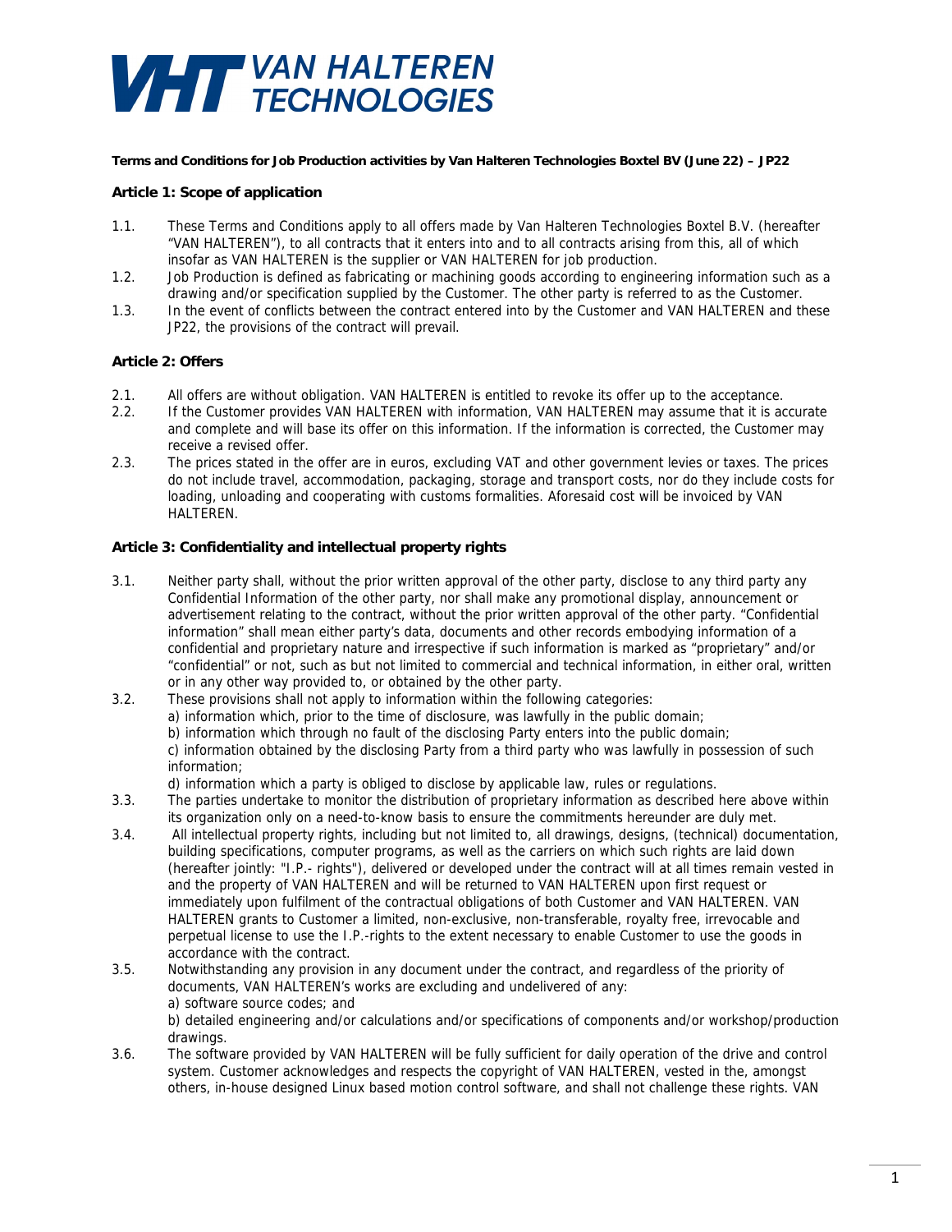**VHT VAN HALTEREN TECHNOLOGIES**

**Terms and Conditions for Job Production activities by Van Halteren Technologies Boxtel BV (June 22) – JP22**

### Article 1: Scope of application

1.1. These Terms and Conditions apply to all offers made by Van Halteren Technologies Boxtel B.V. (hereafter "VAN HALTEREN"), to all contracts that it enters into and to all contracts arising from this, all of which insofar as VAN HALTEREN is the supplier or VAN HALTEREN for job production.

1.2. Job Production is defined as fabricating or machining goods according to engineering information such as a drawing and/or specification supplied by the Customer. The other party is referred to as the Customer.

1.3. In the event of conflicts between the contract entered into by the Customer and VAN HALTEREN and these JP22, the provisions of the contract will prevail.

### Article 2: Offers

2.1. All offers are without obligation. VAN HALTEREN is entitled to revoke its offer up to the acceptance.

2.2. If the Customer provides VAN HALTEREN with information, VAN HALTEREN may assume that it is accurate and complete and will base its offer on this information. If the information is corrected, the Customer may receive a revised offer.

2.3. The prices stated in the offer are in euros, excluding VAT and other government levies or taxes. The prices do not include travel, accommodation, packaging, storage and transport costs, nor do they include costs for loading, unloading and cooperating with customs formalities. Aforesaid cost will be invoiced by VAN HALTEREN.

### Article 3: Confidentiality and intellectual property rights

3.1. Neither party shall, without the prior written approval of the other party, disclose to any third party any Confidential Information of the other party, nor shall make any promotional display, announcement or advertisement relating to the contract, without the prior written approval of the other party. "Confidential information" shall mean either party's data, documents and other records embodying information of a confidential and proprietary nature and irrespective if such information is marked as "proprietary" and/or "confidential" or not, such as but not limited to commercial and technical information, in either oral, written or in any other way provided to, or obtained by the other party.

3.2. These provisions shall not apply to information within the following categories:
a) information which, prior to the time of disclosure, was lawfully in the public domain;
b) information which through no fault of the disclosing Party enters into the public domain;
c) information obtained by the disclosing Party from a third party who was lawfully in possession of such information;
d) information which a party is obliged to disclose by applicable law, rules or regulations.

3.3. The parties undertake to monitor the distribution of proprietary information as described here above within its organization only on a need-to-know basis to ensure the commitments hereunder are duly met.

3.4. All intellectual property rights, including but not limited to, all drawings, designs, (technical) documentation, building specifications, computer programs, as well as the carriers on which such rights are laid down (hereafter jointly: "I.P.- rights"), delivered or developed under the contract will at all times remain vested in and the property of VAN HALTEREN and will be returned to VAN HALTEREN upon first request or immediately upon fulfilment of the contractual obligations of both Customer and VAN HALTEREN. VAN HALTEREN grants to Customer a limited, non-exclusive, non-transferable, royalty free, irrevocable and perpetual license to use the I.P.-rights to the extent necessary to enable Customer to use the goods in accordance with the contract.

3.5. Notwithstanding any provision in any document under the contract, and regardless of the priority of documents, VAN HALTEREN's works are excluding and undelivered of any:
a) software source codes; and
b) detailed engineering and/or calculations and/or specifications of components and/or workshop/production drawings.

3.6. The software provided by VAN HALTEREN will be fully sufficient for daily operation of the drive and control system. Customer acknowledges and respects the copyright of VAN HALTEREN, vested in the, amongst others, in-house designed Linux based motion control software, and shall not challenge these rights. VAN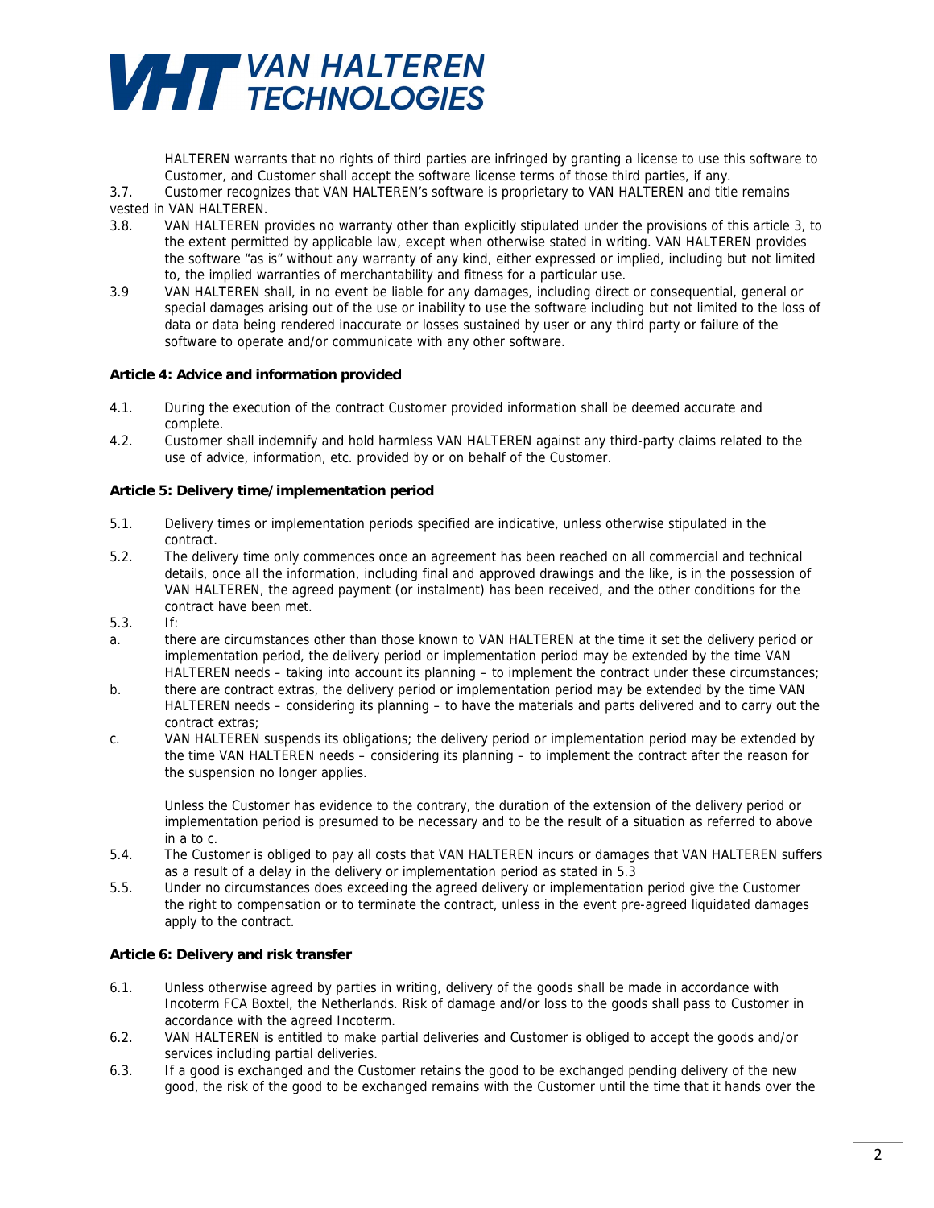HALTEREN warrants that no rights of third parties are infringed by granting a license to use this software to Customer, and Customer shall accept the software license terms of those third parties, if any.

3.7. Customer recognizes that VAN HALTEREN's software is proprietary to VAN HALTEREN and title remains vested in VAN HALTEREN.

3.8. VAN HALTEREN provides no warranty other than explicitly stipulated under the provisions of this article 3, to the extent permitted by applicable law, except when otherwise stated in writing. VAN HALTEREN provides the software "as is" without any warranty of any kind, either expressed or implied, including but not limited to, the implied warranties of merchantability and fitness for a particular use.

3.9 VAN HALTEREN shall, in no event be liable for any damages, including direct or consequential, general or special damages arising out of the use or inability to use the software including but not limited to the loss of data or data being rendered inaccurate or losses sustained by user or any third party or failure of the software to operate and/or communicate with any other software.

**Article 4: Advice and information provided**

4.1. During the execution of the contract Customer provided information shall be deemed accurate and complete.

4.2. Customer shall indemnify and hold harmless VAN HALTEREN against any third-party claims related to the use of advice, information, etc. provided by or on behalf of the Customer.

**Article 5: Delivery time/implementation period**

5.1. Delivery times or implementation periods specified are indicative, unless otherwise stipulated in the contract.

5.2. The delivery time only commences once an agreement has been reached on all commercial and technical details, once all the information, including final and approved drawings and the like, is in the possession of VAN HALTEREN, the agreed payment (or instalment) has been received, and the other conditions for the contract have been met.

5.3. If:

a. there are circumstances other than those known to VAN HALTEREN at the time it set the delivery period or implementation period, the delivery period or implementation period may be extended by the time VAN HALTEREN needs – taking into account its planning – to implement the contract under these circumstances;

b. there are contract extras, the delivery period or implementation period may be extended by the time VAN HALTEREN needs – considering its planning – to have the materials and parts delivered and to carry out the contract extras;

c. VAN HALTEREN suspends its obligations; the delivery period or implementation period may be extended by the time VAN HALTEREN needs – considering its planning – to implement the contract after the reason for the suspension no longer applies.

Unless the Customer has evidence to the contrary, the duration of the extension of the delivery period or implementation period is presumed to be necessary and to be the result of a situation as referred to above in a to c.

5.4. The Customer is obliged to pay all costs that VAN HALTEREN incurs or damages that VAN HALTEREN suffers as a result of a delay in the delivery or implementation period as stated in 5.3

5.5. Under no circumstances does exceeding the agreed delivery or implementation period give the Customer the right to compensation or to terminate the contract, unless in the event pre-agreed liquidated damages apply to the contract.

**Article 6: Delivery and risk transfer**

6.1. Unless otherwise agreed by parties in writing, delivery of the goods shall be made in accordance with Incoterm FCA Boxtel, the Netherlands. Risk of damage and/or loss to the goods shall pass to Customer in accordance with the agreed Incoterm.

6.2. VAN HALTEREN is entitled to make partial deliveries and Customer is obliged to accept the goods and/or services including partial deliveries.

6.3. If a good is exchanged and the Customer retains the good to be exchanged pending delivery of the new good, the risk of the good to be exchanged remains with the Customer until the time that it hands over the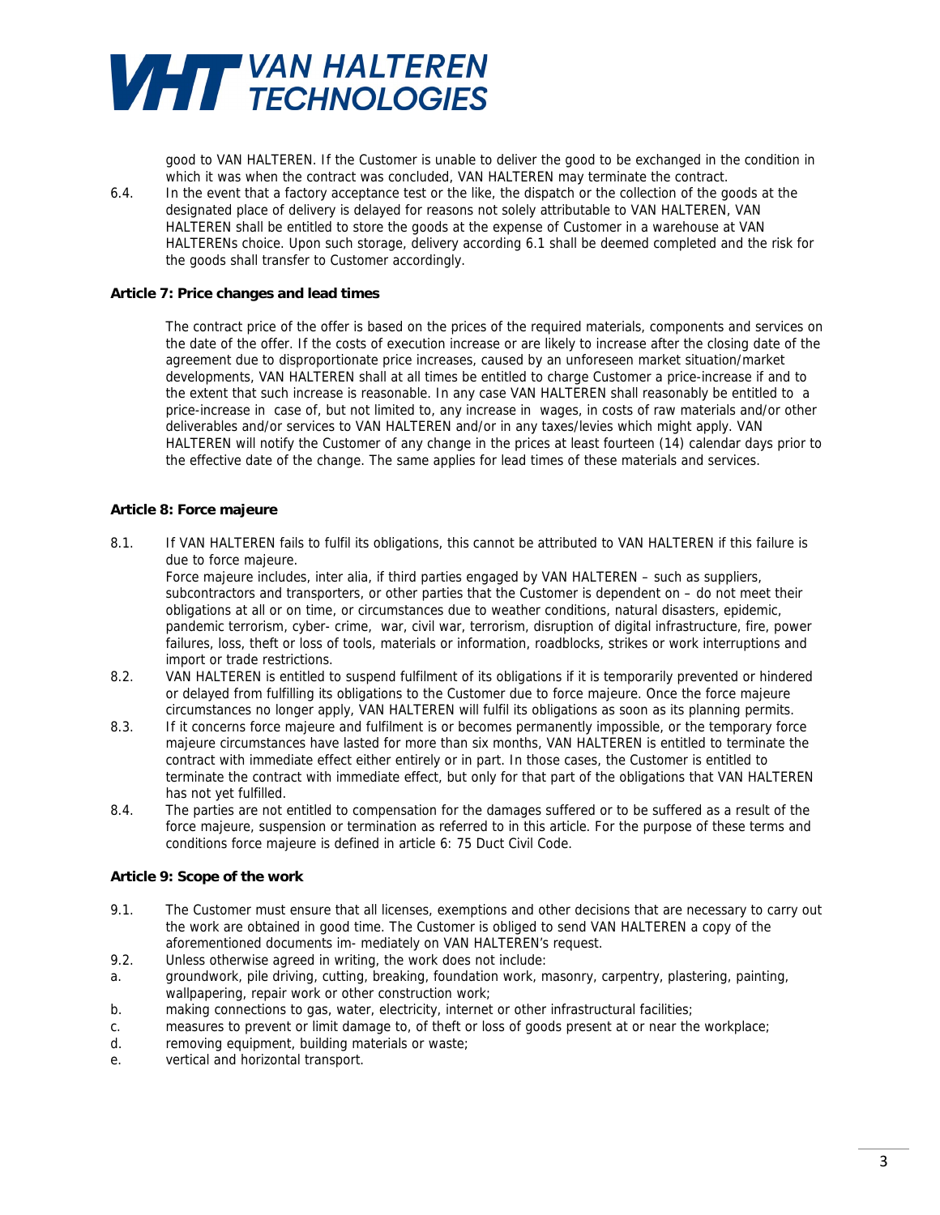good to VAN HALTEREN. If the Customer is unable to deliver the good to be exchanged in the condition in which it was when the contract was concluded, VAN HALTEREN may terminate the contract.

6.4. In the event that a factory acceptance test or the like, the dispatch or the collection of the goods at the designated place of delivery is delayed for reasons not solely attributable to VAN HALTEREN, VAN HALTEREN shall be entitled to store the goods at the expense of Customer in a warehouse at VAN HALTERENs choice. Upon such storage, delivery according 6.1 shall be deemed completed and the risk for the goods shall transfer to Customer accordingly.

**Article 7: Price changes and lead times**

The contract price of the offer is based on the prices of the required materials, components and services on the date of the offer. If the costs of execution increase or are likely to increase after the closing date of the agreement due to disproportionate price increases, caused by an unforeseen market situation/market developments, VAN HALTEREN shall at all times be entitled to charge Customer a price-increase if and to the extent that such increase is reasonable. In any case VAN HALTEREN shall reasonably be entitled to a price-increase in case of, but not limited to, any increase in wages, in costs of raw materials and/or other deliverables and/or services to VAN HALTEREN and/or in any taxes/levies which might apply. VAN HALTEREN will notify the Customer of any change in the prices at least fourteen (14) calendar days prior to the effective date of the change. The same applies for lead times of these materials and services.

**Article 8: Force majeure**

8.1. If VAN HALTEREN fails to fulfil its obligations, this cannot be attributed to VAN HALTEREN if this failure is due to force majeure.
Force majeure includes, inter alia, if third parties engaged by VAN HALTEREN – such as suppliers, subcontractors and transporters, or other parties that the Customer is dependent on – do not meet their obligations at all or on time, or circumstances due to weather conditions, natural disasters, epidemic, pandemic terrorism, cyber- crime, war, civil war, terrorism, disruption of digital infrastructure, fire, power failures, loss, theft or loss of tools, materials or information, roadblocks, strikes or work interruptions and import or trade restrictions.

8.2. VAN HALTEREN is entitled to suspend fulfilment of its obligations if it is temporarily prevented or hindered or delayed from fulfilling its obligations to the Customer due to force majeure. Once the force majeure circumstances no longer apply, VAN HALTEREN will fulfil its obligations as soon as its planning permits.

8.3. If it concerns force majeure and fulfilment is or becomes permanently impossible, or the temporary force majeure circumstances have lasted for more than six months, VAN HALTEREN is entitled to terminate the contract with immediate effect either entirely or in part. In those cases, the Customer is entitled to terminate the contract with immediate effect, but only for that part of the obligations that VAN HALTEREN has not yet fulfilled.

8.4. The parties are not entitled to compensation for the damages suffered or to be suffered as a result of the force majeure, suspension or termination as referred to in this article. For the purpose of these terms and conditions force majeure is defined in article 6: 75 Duct Civil Code.

**Article 9: Scope of the work**

9.1. The Customer must ensure that all licenses, exemptions and other decisions that are necessary to carry out the work are obtained in good time. The Customer is obliged to send VAN HALTEREN a copy of the aforementioned documents im- mediately on VAN HALTEREN's request.

9.2. Unless otherwise agreed in writing, the work does not include:

a. groundwork, pile driving, cutting, breaking, foundation work, masonry, carpentry, plastering, painting, wallpapering, repair work or other construction work;
b. making connections to gas, water, electricity, internet or other infrastructural facilities;
c. measures to prevent or limit damage to, of theft or loss of goods present at or near the workplace;
d. removing equipment, building materials or waste;
e. vertical and horizontal transport.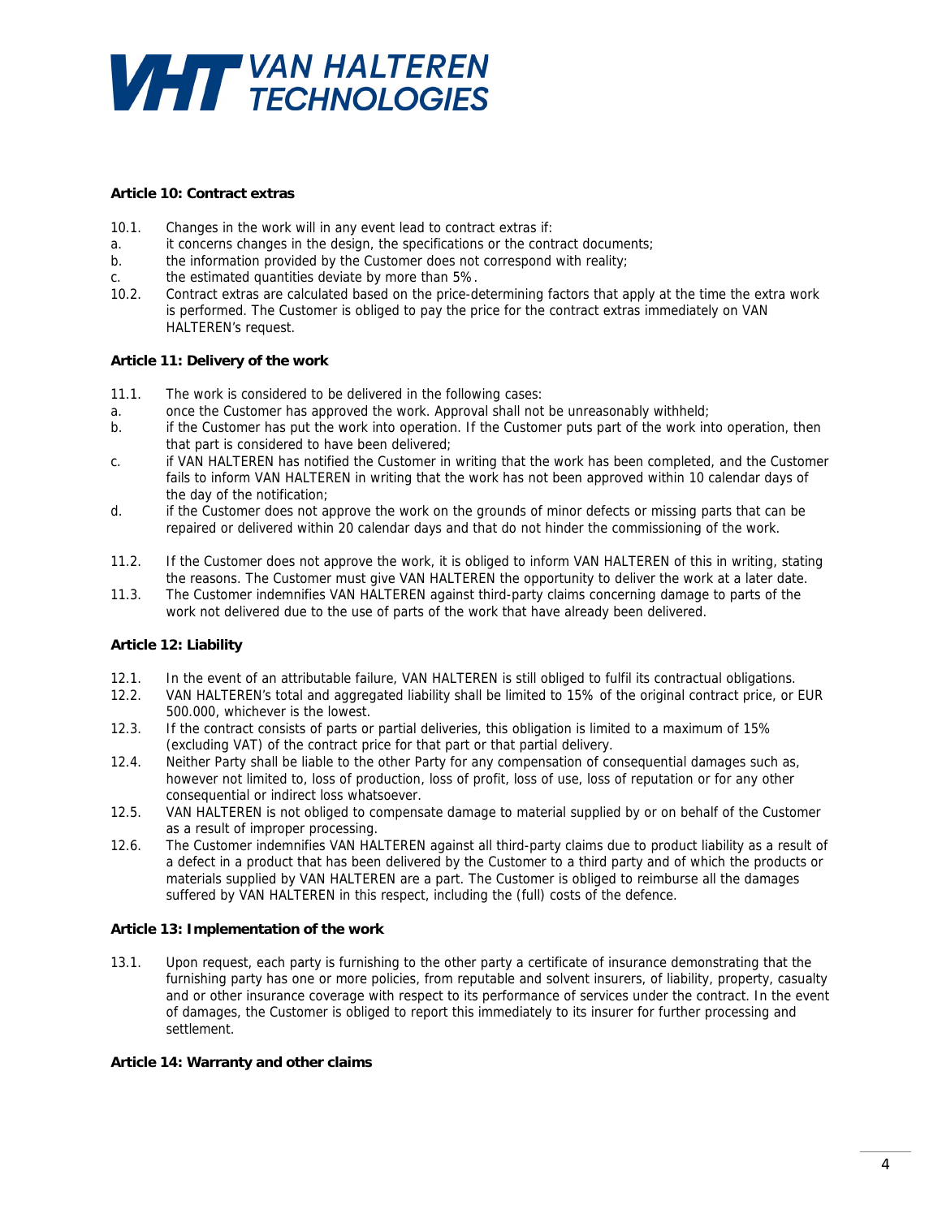**Article 10: Contract extras**

10.1. Changes in the work will in any event lead to contract extras if:

a. it concerns changes in the design, the specifications or the contract documents;

b. the information provided by the Customer does not correspond with reality;

c. the estimated quantities deviate by more than 5%.

10.2. Contract extras are calculated based on the price-determining factors that apply at the time the extra work is performed. The Customer is obliged to pay the price for the contract extras immediately on VAN HALTEREN's request.

**Article 11: Delivery of the work**

11.1. The work is considered to be delivered in the following cases:

a. once the Customer has approved the work. Approval shall not be unreasonably withheld;

b. if the Customer has put the work into operation. If the Customer puts part of the work into operation, then that part is considered to have been delivered;

c. if VAN HALTEREN has notified the Customer in writing that the work has been completed, and the Customer fails to inform VAN HALTEREN in writing that the work has not been approved within 10 calendar days of the day of the notification;

d. if the Customer does not approve the work on the grounds of minor defects or missing parts that can be repaired or delivered within 20 calendar days and that do not hinder the commissioning of the work.

11.2. If the Customer does not approve the work, it is obliged to inform VAN HALTEREN of this in writing, stating the reasons. The Customer must give VAN HALTEREN the opportunity to deliver the work at a later date.

11.3. The Customer indemnifies VAN HALTEREN against third-party claims concerning damage to parts of the work not delivered due to the use of parts of the work that have already been delivered.

**Article 12: Liability**

12.1. In the event of an attributable failure, VAN HALTEREN is still obliged to fulfil its contractual obligations.

12.2. VAN HALTEREN's total and aggregated liability shall be limited to 15% of the original contract price, or EUR 500.000, whichever is the lowest.

12.3. If the contract consists of parts or partial deliveries, this obligation is limited to a maximum of 15% (excluding VAT) of the contract price for that part or that partial delivery.

12.4. Neither Party shall be liable to the other Party for any compensation of consequential damages such as, however not limited to, loss of production, loss of profit, loss of use, loss of reputation or for any other consequential or indirect loss whatsoever.

12.5. VAN HALTEREN is not obliged to compensate damage to material supplied by or on behalf of the Customer as a result of improper processing.

12.6. The Customer indemnifies VAN HALTEREN against all third-party claims due to product liability as a result of a defect in a product that has been delivered by the Customer to a third party and of which the products or materials supplied by VAN HALTEREN are a part. The Customer is obliged to reimburse all the damages suffered by VAN HALTEREN in this respect, including the (full) costs of the defence.

**Article 13: Implementation of the work**

13.1. Upon request, each party is furnishing to the other party a certificate of insurance demonstrating that the furnishing party has one or more policies, from reputable and solvent insurers, of liability, property, casualty and or other insurance coverage with respect to its performance of services under the contract. In the event of damages, the Customer is obliged to report this immediately to its insurer for further processing and settlement.

**Article 14: Warranty and other claims**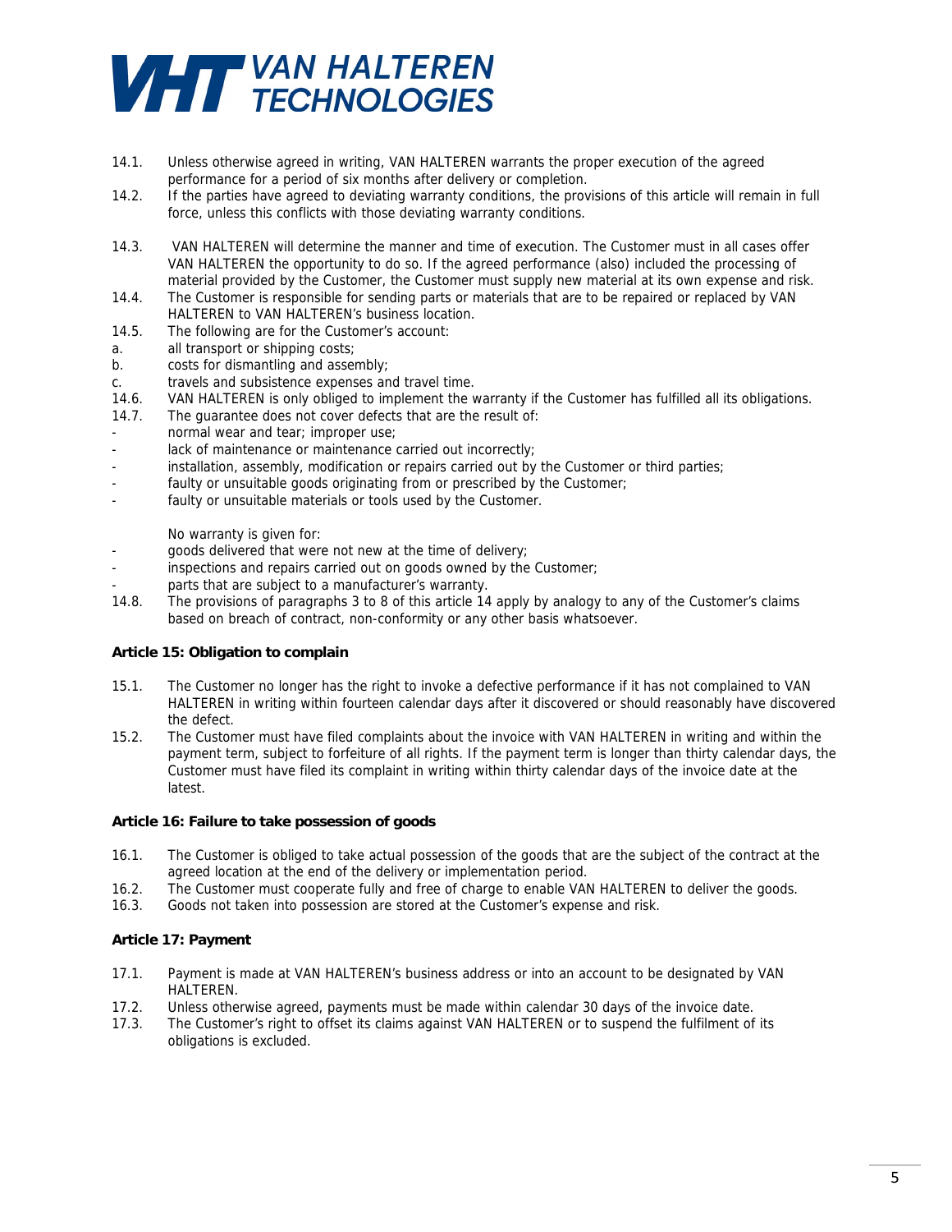14.1. Unless otherwise agreed in writing, VAN HALTEREN warrants the proper execution of the agreed performance for a period of six months after delivery or completion.

14.2. If the parties have agreed to deviating warranty conditions, the provisions of this article will remain in full force, unless this conflicts with those deviating warranty conditions.

14.3. VAN HALTEREN will determine the manner and time of execution. The Customer must in all cases offer VAN HALTEREN the opportunity to do so. If the agreed performance (also) included the processing of material provided by the Customer, the Customer must supply new material at its own expense and risk.

14.4. The Customer is responsible for sending parts or materials that are to be repaired or replaced by VAN HALTEREN to VAN HALTEREN's business location.

14.5. The following are for the Customer's account:

a. all transport or shipping costs;

b. costs for dismantling and assembly;

c. travels and subsistence expenses and travel time.

14.6. VAN HALTEREN is only obliged to implement the warranty if the Customer has fulfilled all its obligations.

14.7. The guarantee does not cover defects that are the result of:

- normal wear and tear; improper use;
- lack of maintenance or maintenance carried out incorrectly;
- installation, assembly, modification or repairs carried out by the Customer or third parties;
- faulty or unsuitable goods originating from or prescribed by the Customer;
- faulty or unsuitable materials or tools used by the Customer.

No warranty is given for:

- goods delivered that were not new at the time of delivery;
- inspections and repairs carried out on goods owned by the Customer;
- parts that are subject to a manufacturer's warranty.

14.8. The provisions of paragraphs 3 to 8 of this article 14 apply by analogy to any of the Customer's claims based on breach of contract, non-conformity or any other basis whatsoever.

**Article 15: Obligation to complain**

15.1. The Customer no longer has the right to invoke a defective performance if it has not complained to VAN HALTEREN in writing within fourteen calendar days after it discovered or should reasonably have discovered the defect.

15.2. The Customer must have filed complaints about the invoice with VAN HALTEREN in writing and within the payment term, subject to forfeiture of all rights. If the payment term is longer than thirty calendar days, the Customer must have filed its complaint in writing within thirty calendar days of the invoice date at the latest.

**Article 16: Failure to take possession of goods**

16.1. The Customer is obliged to take actual possession of the goods that are the subject of the contract at the agreed location at the end of the delivery or implementation period.

16.2. The Customer must cooperate fully and free of charge to enable VAN HALTEREN to deliver the goods.

16.3. Goods not taken into possession are stored at the Customer's expense and risk.

**Article 17: Payment**

17.1. Payment is made at VAN HALTEREN's business address or into an account to be designated by VAN HALTEREN.

17.2. Unless otherwise agreed, payments must be made within calendar 30 days of the invoice date.

17.3. The Customer's right to offset its claims against VAN HALTEREN or to suspend the fulfilment of its obligations is excluded.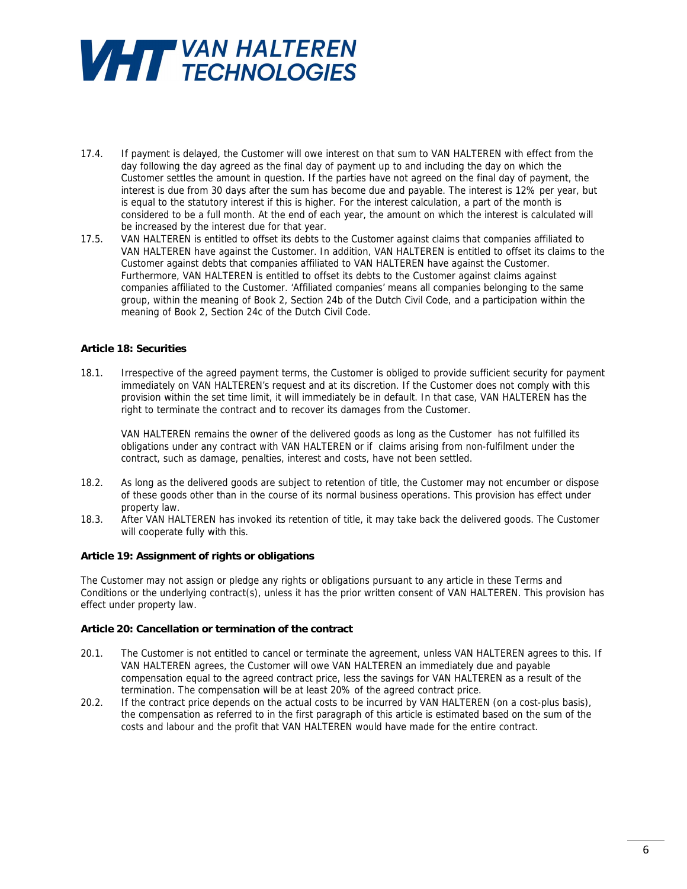17.4. If payment is delayed, the Customer will owe interest on that sum to VAN HALTEREN with effect from the day following the day agreed as the final day of payment up to and including the day on which the Customer settles the amount in question. If the parties have not agreed on the final day of payment, the interest is due from 30 days after the sum has become due and payable. The interest is 12% per year, but is equal to the statutory interest if this is higher. For the interest calculation, a part of the month is considered to be a full month. At the end of each year, the amount on which the interest is calculated will be increased by the interest due for that year.

17.5. VAN HALTEREN is entitled to offset its debts to the Customer against claims that companies affiliated to VAN HALTEREN have against the Customer. In addition, VAN HALTEREN is entitled to offset its claims to the Customer against debts that companies affiliated to VAN HALTEREN have against the Customer. Furthermore, VAN HALTEREN is entitled to offset its debts to the Customer against claims against companies affiliated to the Customer. 'Affiliated companies' means all companies belonging to the same group, within the meaning of Book 2, Section 24b of the Dutch Civil Code, and a participation within the meaning of Book 2, Section 24c of the Dutch Civil Code.

**Article 18: Securities**

18.1. Irrespective of the agreed payment terms, the Customer is obliged to provide sufficient security for payment immediately on VAN HALTEREN's request and at its discretion. If the Customer does not comply with this provision within the set time limit, it will immediately be in default. In that case, VAN HALTEREN has the right to terminate the contract and to recover its damages from the Customer.

VAN HALTEREN remains the owner of the delivered goods as long as the Customer has not fulfilled its obligations under any contract with VAN HALTEREN or if claims arising from non-fulfilment under the contract, such as damage, penalties, interest and costs, have not been settled.

18.2. As long as the delivered goods are subject to retention of title, the Customer may not encumber or dispose of these goods other than in the course of its normal business operations. This provision has effect under property law.

18.3. After VAN HALTEREN has invoked its retention of title, it may take back the delivered goods. The Customer will cooperate fully with this.

**Article 19: Assignment of rights or obligations**

The Customer may not assign or pledge any rights or obligations pursuant to any article in these Terms and Conditions or the underlying contract(s), unless it has the prior written consent of VAN HALTEREN. This provision has effect under property law.

**Article 20: Cancellation or termination of the contract**

20.1. The Customer is not entitled to cancel or terminate the agreement, unless VAN HALTEREN agrees to this. If VAN HALTEREN agrees, the Customer will owe VAN HALTEREN an immediately due and payable compensation equal to the agreed contract price, less the savings for VAN HALTEREN as a result of the termination. The compensation will be at least 20% of the agreed contract price.

20.2. If the contract price depends on the actual costs to be incurred by VAN HALTEREN (on a cost-plus basis), the compensation as referred to in the first paragraph of this article is estimated based on the sum of the costs and labour and the profit that VAN HALTEREN would have made for the entire contract.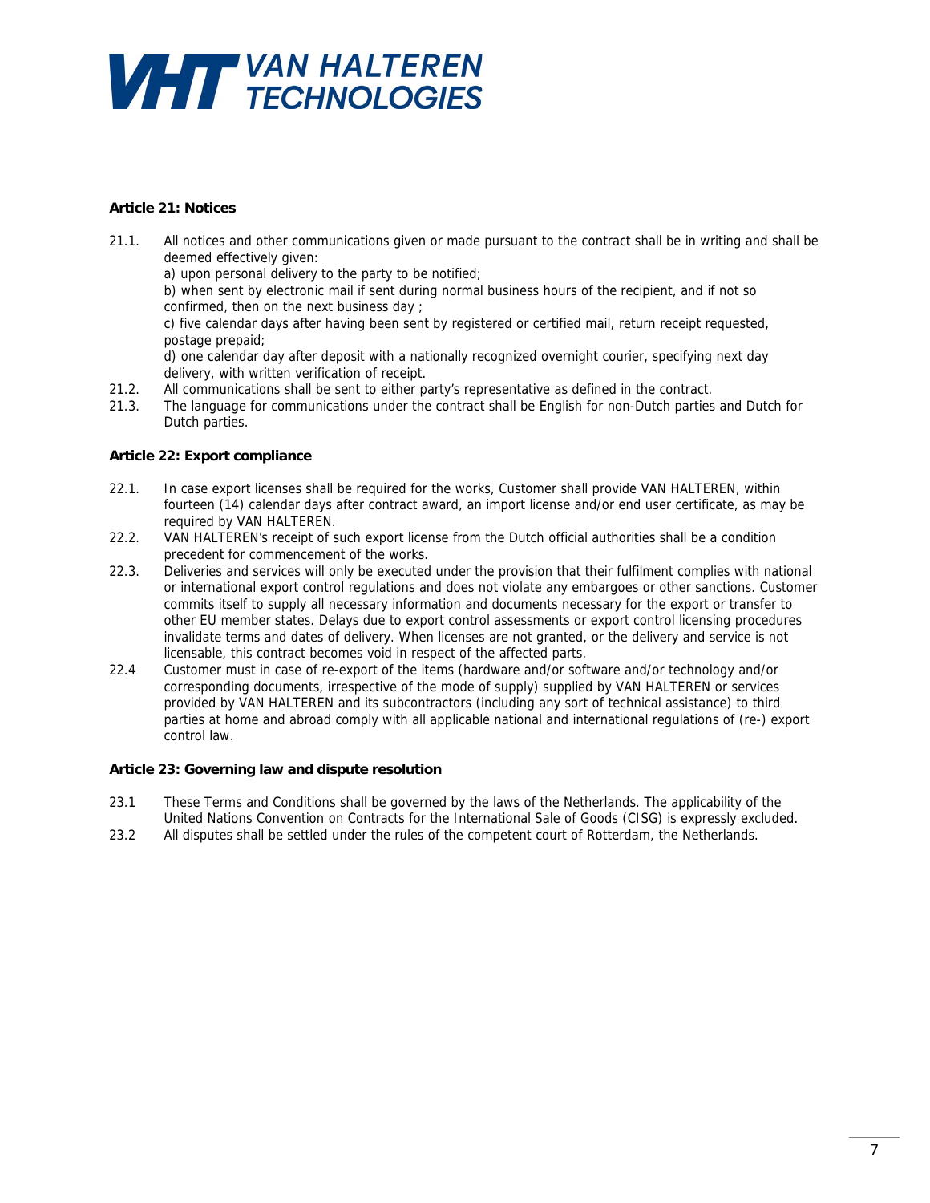### Article 21: Notices

21.1. All notices and other communications given or made pursuant to the contract shall be in writing and shall be deemed effectively given:

a) upon personal delivery to the party to be notified;

b) when sent by electronic mail if sent during normal business hours of the recipient, and if not so confirmed, then on the next business day ;

c) five calendar days after having been sent by registered or certified mail, return receipt requested, postage prepaid;

d) one calendar day after deposit with a nationally recognized overnight courier, specifying next day delivery, with written verification of receipt.

21.2. All communications shall be sent to either party's representative as defined in the contract.

21.3. The language for communications under the contract shall be English for non-Dutch parties and Dutch for Dutch parties.

### Article 22: Export compliance

22.1. In case export licenses shall be required for the works, Customer shall provide VAN HALTEREN, within fourteen (14) calendar days after contract award, an import license and/or end user certificate, as may be required by VAN HALTEREN.

22.2. VAN HALTEREN's receipt of such export license from the Dutch official authorities shall be a condition precedent for commencement of the works.

22.3. Deliveries and services will only be executed under the provision that their fulfilment complies with national or international export control regulations and does not violate any embargoes or other sanctions. Customer commits itself to supply all necessary information and documents necessary for the export or transfer to other EU member states. Delays due to export control assessments or export control licensing procedures invalidate terms and dates of delivery. When licenses are not granted, or the delivery and service is not licensable, this contract becomes void in respect of the affected parts.

22.4 Customer must in case of re-export of the items (hardware and/or software and/or technology and/or corresponding documents, irrespective of the mode of supply) supplied by VAN HALTEREN or services provided by VAN HALTEREN and its subcontractors (including any sort of technical assistance) to third parties at home and abroad comply with all applicable national and international regulations of (re-) export control law.

### Article 23: Governing law and dispute resolution

23.1 These Terms and Conditions shall be governed by the laws of the Netherlands. The applicability of the United Nations Convention on Contracts for the International Sale of Goods (CISG) is expressly excluded.

23.2 All disputes shall be settled under the rules of the competent court of Rotterdam, the Netherlands.